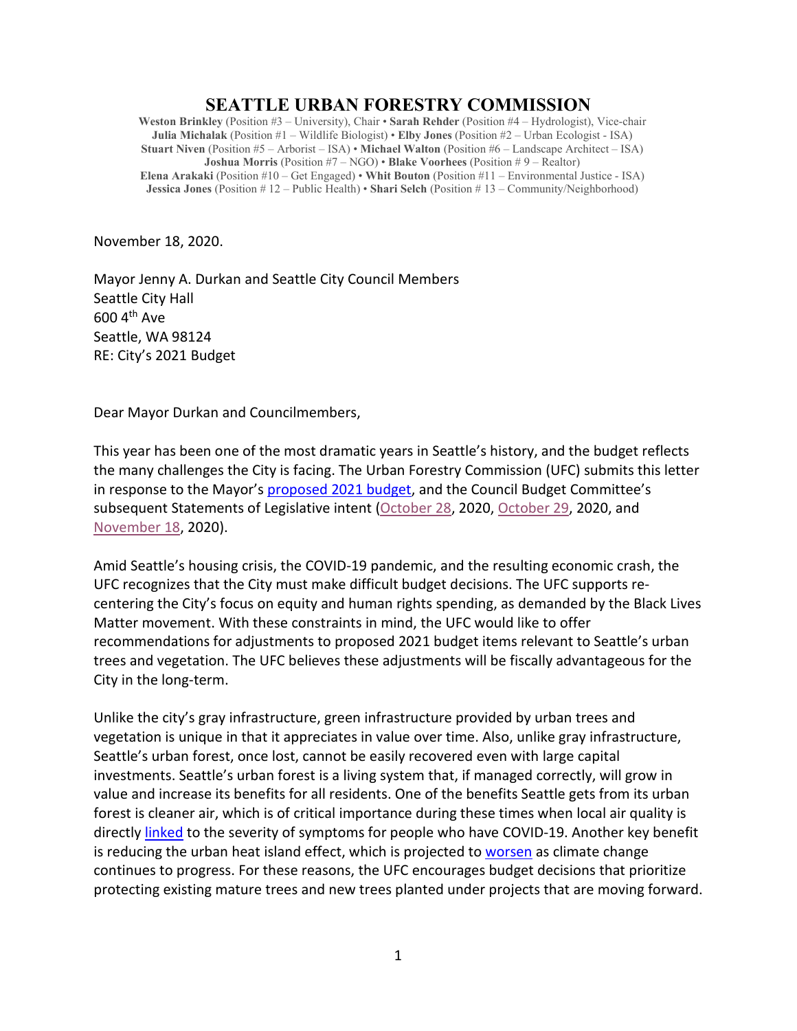# SEATTLE URBAN FORESTRY COMMISSION

**Weston Brinkley** (Position #3 – University), Chair • **Sarah Rehder** (Position #4 – Hydrologist), Vice-chair
**Julia Michalak** (Position #1 – Wildlife Biologist) • **Elby Jones** (Position #2 – Urban Ecologist - ISA)
**Stuart Niven** (Position #5 – Arborist – ISA) • **Michael Walton** (Position #6 – Landscape Architect – ISA)
**Joshua Morris** (Position #7 – NGO) • **Blake Voorhees** (Position # 9 – Realtor)
**Elena Arakaki** (Position #10 – Get Engaged) • **Whit Bouton** (Position #11 – Environmental Justice - ISA)
**Jessica Jones** (Position # 12 – Public Health) • **Shari Selch** (Position # 13 – Community/Neighborhood)

November 18, 2020.

Mayor Jenny A. Durkan and Seattle City Council Members
Seattle City Hall
600 4th Ave
Seattle, WA 98124
RE: City's 2021 Budget

Dear Mayor Durkan and Councilmembers,

This year has been one of the most dramatic years in Seattle's history, and the budget reflects the many challenges the City is facing. The Urban Forestry Commission (UFC) submits this letter in response to the Mayor's proposed 2021 budget, and the Council Budget Committee's subsequent Statements of Legislative intent (October 28, 2020, October 29, 2020, and November 18, 2020).

Amid Seattle's housing crisis, the COVID-19 pandemic, and the resulting economic crash, the UFC recognizes that the City must make difficult budget decisions. The UFC supports re-centering the City's focus on equity and human rights spending, as demanded by the Black Lives Matter movement. With these constraints in mind, the UFC would like to offer recommendations for adjustments to proposed 2021 budget items relevant to Seattle's urban trees and vegetation. The UFC believes these adjustments will be fiscally advantageous for the City in the long-term.

Unlike the city's gray infrastructure, green infrastructure provided by urban trees and vegetation is unique in that it appreciates in value over time. Also, unlike gray infrastructure, Seattle's urban forest, once lost, cannot be easily recovered even with large capital investments. Seattle's urban forest is a living system that, if managed correctly, will grow in value and increase its benefits for all residents. One of the benefits Seattle gets from its urban forest is cleaner air, which is of critical importance during these times when local air quality is directly linked to the severity of symptoms for people who have COVID-19. Another key benefit is reducing the urban heat island effect, which is projected to worsen as climate change continues to progress. For these reasons, the UFC encourages budget decisions that prioritize protecting existing mature trees and new trees planted under projects that are moving forward.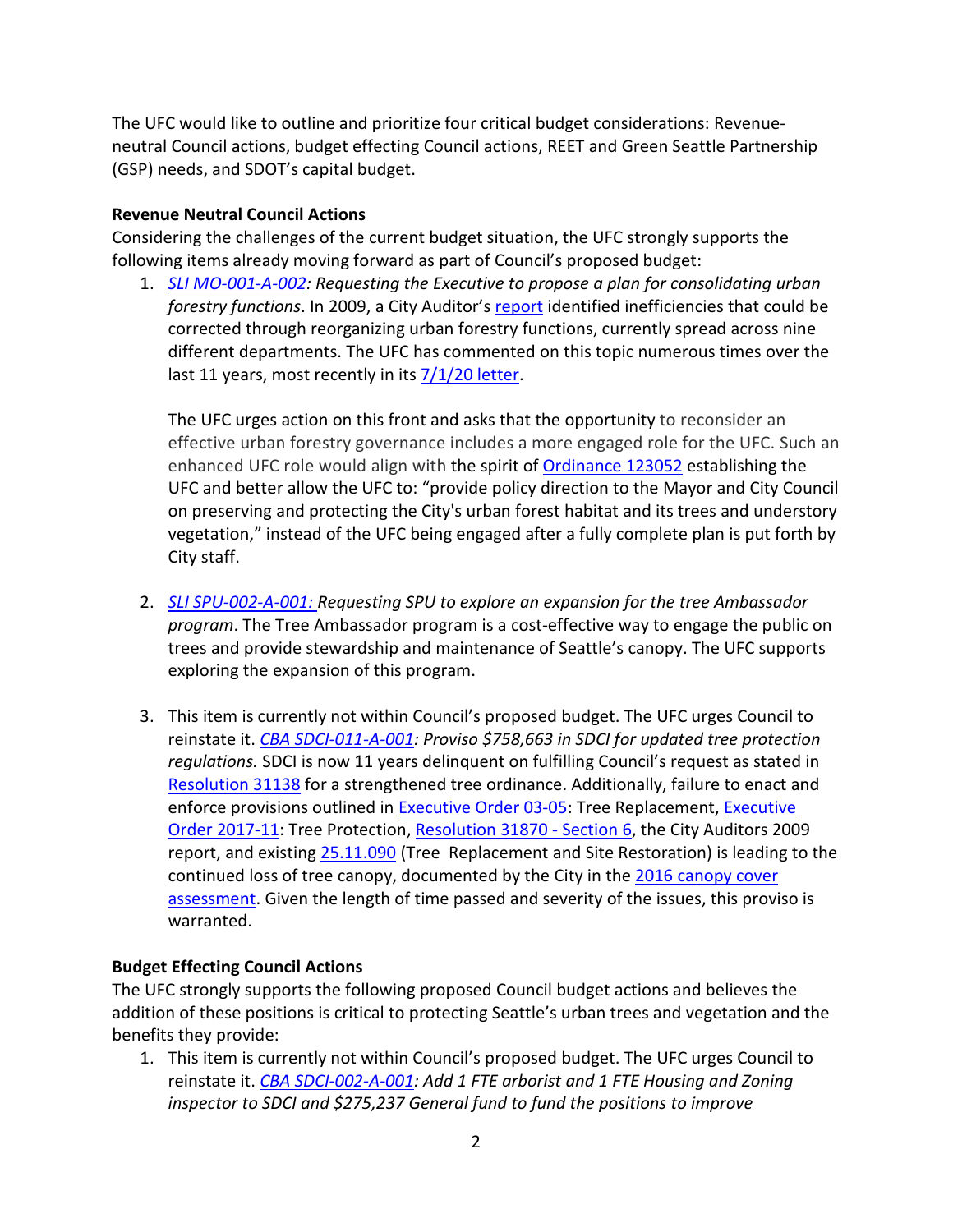The UFC would like to outline and prioritize four critical budget considerations: Revenue-neutral Council actions, budget effecting Council actions, REET and Green Seattle Partnership (GSP) needs, and SDOT's capital budget.

**Revenue Neutral Council Actions**

Considering the challenges of the current budget situation, the UFC strongly supports the following items already moving forward as part of Council's proposed budget:

1. *SLI MO-001-A-002: Requesting the Executive to propose a plan for consolidating urban forestry functions*. In 2009, a City Auditor's report identified inefficiencies that could be corrected through reorganizing urban forestry functions, currently spread across nine different departments. The UFC has commented on this topic numerous times over the last 11 years, most recently in its 7/1/20 letter.

   The UFC urges action on this front and asks that the opportunity to reconsider an effective urban forestry governance includes a more engaged role for the UFC. Such an enhanced UFC role would align with the spirit of Ordinance 123052 establishing the UFC and better allow the UFC to: "provide policy direction to the Mayor and City Council on preserving and protecting the City's urban forest habitat and its trees and understory vegetation," instead of the UFC being engaged after a fully complete plan is put forth by City staff.

2. *SLI SPU-002-A-001: Requesting SPU to explore an expansion for the tree Ambassador program*. The Tree Ambassador program is a cost-effective way to engage the public on trees and provide stewardship and maintenance of Seattle's canopy. The UFC supports exploring the expansion of this program.

3. This item is currently not within Council's proposed budget. The UFC urges Council to reinstate it. *CBA SDCI-011-A-001: Proviso $758,663 in SDCI for updated tree protection regulations.* SDCI is now 11 years delinquent on fulfilling Council's request as stated in Resolution 31138 for a strengthened tree ordinance. Additionally, failure to enact and enforce provisions outlined in Executive Order 03-05: Tree Replacement, Executive Order 2017-11: Tree Protection, Resolution 31870 - Section 6, the City Auditors 2009 report, and existing 25.11.090 (Tree Replacement and Site Restoration) is leading to the continued loss of tree canopy, documented by the City in the 2016 canopy cover assessment. Given the length of time passed and severity of the issues, this proviso is warranted.

**Budget Effecting Council Actions**

The UFC strongly supports the following proposed Council budget actions and believes the addition of these positions is critical to protecting Seattle's urban trees and vegetation and the benefits they provide:

1. This item is currently not within Council's proposed budget. The UFC urges Council to reinstate it. *CBA SDCI-002-A-001: Add 1 FTE arborist and 1 FTE Housing and Zoning inspector to SDCI and $275,237 General fund to fund the positions to improve*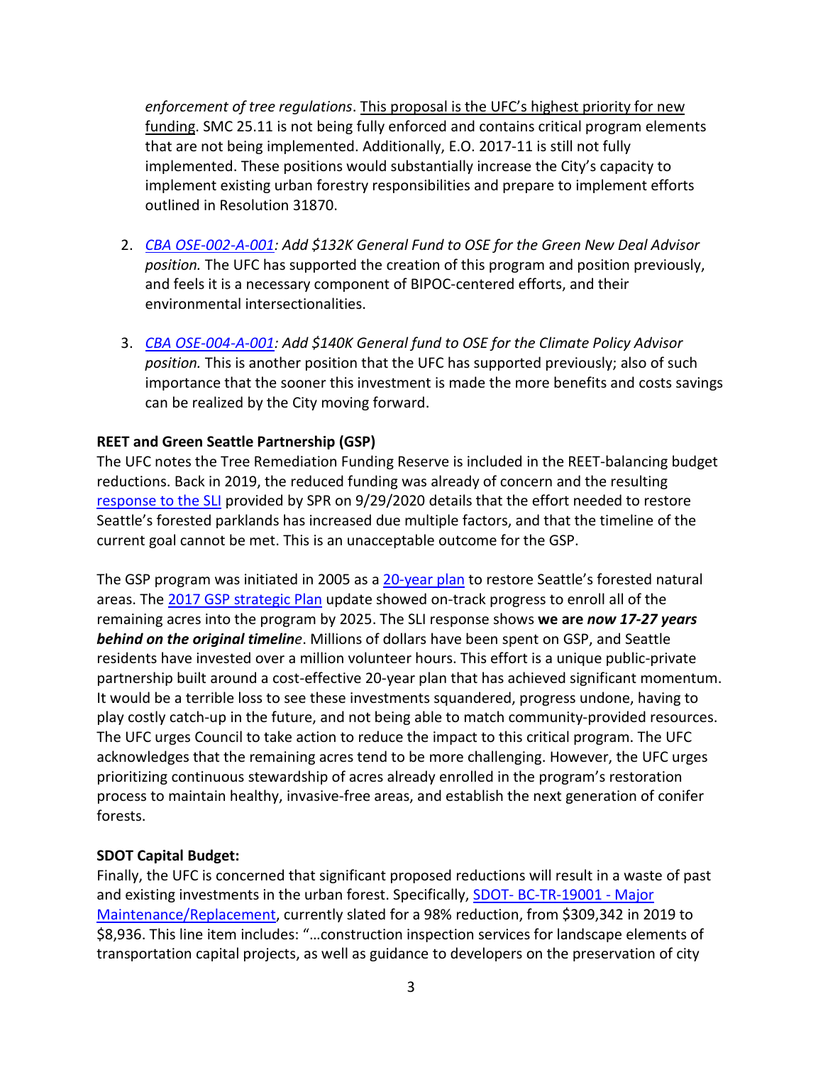*enforcement of tree regulations*. This proposal is the UFC's highest priority for new funding. SMC 25.11 is not being fully enforced and contains critical program elements that are not being implemented. Additionally, E.O. 2017-11 is still not fully implemented. These positions would substantially increase the City's capacity to implement existing urban forestry responsibilities and prepare to implement efforts outlined in Resolution 31870.

2. *CBA OSE-002-A-001: Add $132K General Fund to OSE for the Green New Deal Advisor position.* The UFC has supported the creation of this program and position previously, and feels it is a necessary component of BIPOC-centered efforts, and their environmental intersectionalities.

3. *CBA OSE-004-A-001: Add $140K General fund to OSE for the Climate Policy Advisor position.* This is another position that the UFC has supported previously; also of such importance that the sooner this investment is made the more benefits and costs savings can be realized by the City moving forward.

**REET and Green Seattle Partnership (GSP)**

The UFC notes the Tree Remediation Funding Reserve is included in the REET-balancing budget reductions. Back in 2019, the reduced funding was already of concern and the resulting response to the SLI provided by SPR on 9/29/2020 details that the effort needed to restore Seattle's forested parklands has increased due multiple factors, and that the timeline of the current goal cannot be met. This is an unacceptable outcome for the GSP.

The GSP program was initiated in 2005 as a 20-year plan to restore Seattle's forested natural areas. The 2017 GSP strategic Plan update showed on-track progress to enroll all of the remaining acres into the program by 2025. The SLI response shows **we are *now 17-27 years behind on the original timeline***. Millions of dollars have been spent on GSP, and Seattle residents have invested over a million volunteer hours. This effort is a unique public-private partnership built around a cost-effective 20-year plan that has achieved significant momentum. It would be a terrible loss to see these investments squandered, progress undone, having to play costly catch-up in the future, and not being able to match community-provided resources. The UFC urges Council to take action to reduce the impact to this critical program. The UFC acknowledges that the remaining acres tend to be more challenging. However, the UFC urges prioritizing continuous stewardship of acres already enrolled in the program's restoration process to maintain healthy, invasive-free areas, and establish the next generation of conifer forests.

**SDOT Capital Budget:**

Finally, the UFC is concerned that significant proposed reductions will result in a waste of past and existing investments in the urban forest. Specifically, SDOT- BC-TR-19001 - Major Maintenance/Replacement, currently slated for a 98% reduction, from $309,342 in 2019 to $8,936. This line item includes: "…construction inspection services for landscape elements of transportation capital projects, as well as guidance to developers on the preservation of city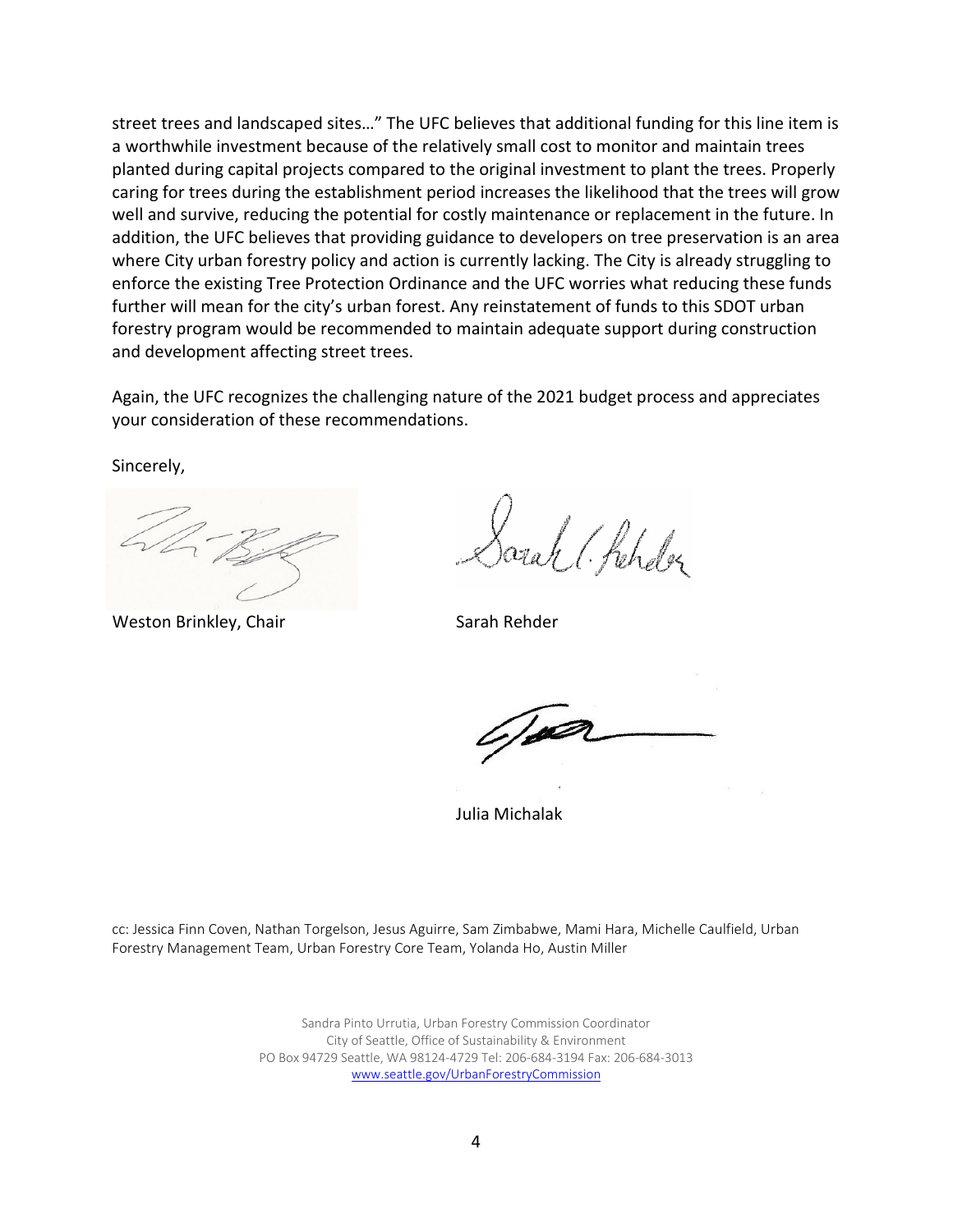street trees and landscaped sites…" The UFC believes that additional funding for this line item is a worthwhile investment because of the relatively small cost to monitor and maintain trees planted during capital projects compared to the original investment to plant the trees. Properly caring for trees during the establishment period increases the likelihood that the trees will grow well and survive, reducing the potential for costly maintenance or replacement in the future. In addition, the UFC believes that providing guidance to developers on tree preservation is an area where City urban forestry policy and action is currently lacking. The City is already struggling to enforce the existing Tree Protection Ordinance and the UFC worries what reducing these funds further will mean for the city's urban forest. Any reinstatement of funds to this SDOT urban forestry program would be recommended to maintain adequate support during construction and development affecting street trees.

Again, the UFC recognizes the challenging nature of the 2021 budget process and appreciates your consideration of these recommendations.

Sincerely,

Weston Brinkley, Chair

Sarah Rehder

Julia Michalak

cc: Jessica Finn Coven, Nathan Torgelson, Jesus Aguirre, Sam Zimbabwe, Mami Hara, Michelle Caulfield, Urban Forestry Management Team, Urban Forestry Core Team, Yolanda Ho, Austin Miller

Sandra Pinto Urrutia, Urban Forestry Commission Coordinator
City of Seattle, Office of Sustainability & Environment
PO Box 94729 Seattle, WA 98124-4729 Tel: 206-684-3194 Fax: 206-684-3013
www.seattle.gov/UrbanForestryCommission